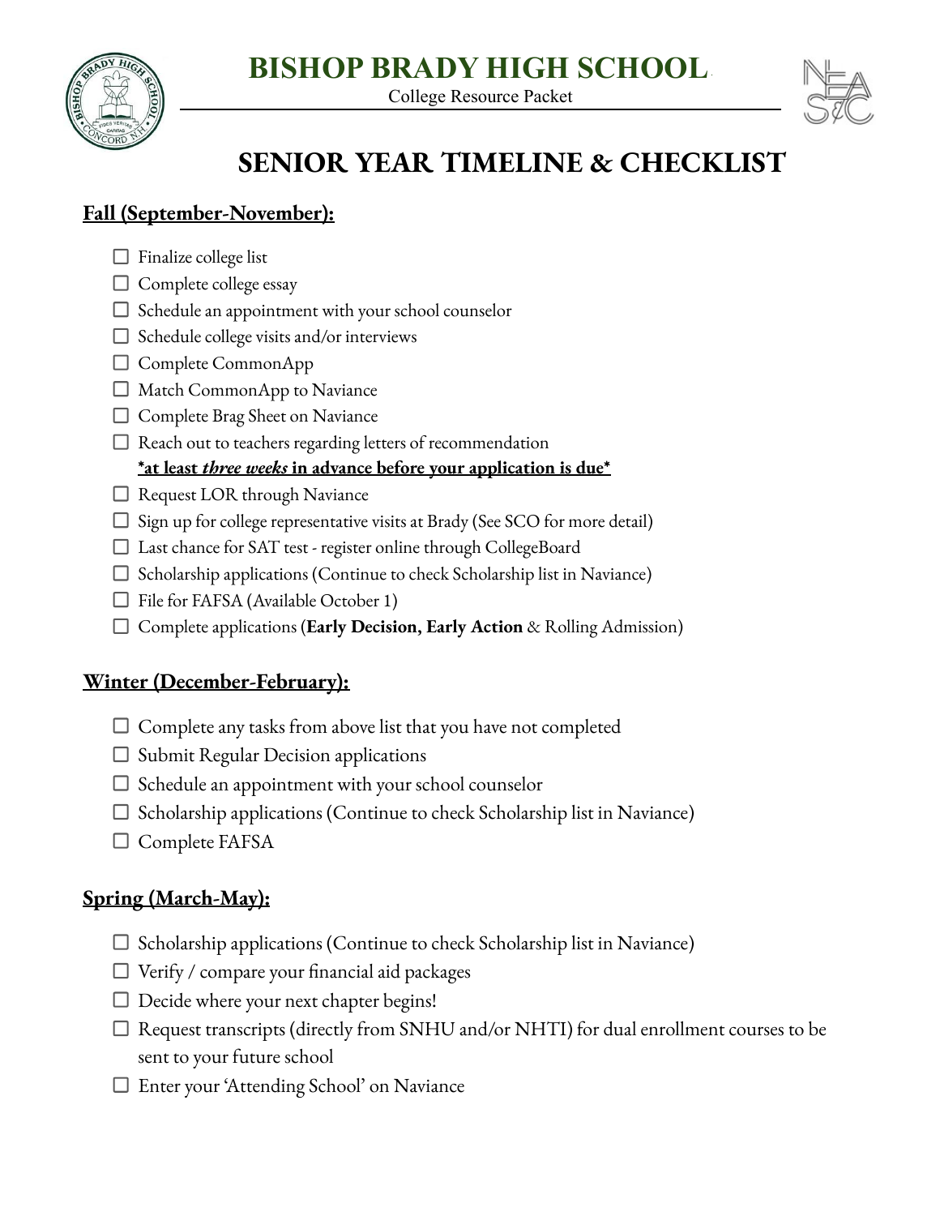# BISHOP BRADY HIGH SCHOOL

College Resource Packet

## SENIOR YEAR TIMELINE & CHECKLIST

### Fall (September-November):

- ☐ Finalize college list
- ☐ Complete college essay
- ☐ Schedule an appointment with your school counselor
- ☐ Schedule college visits and/or interviews
- ☐ Complete CommonApp
- ☐ Match CommonApp to Naviance
- ☐ Complete Brag Sheet on Naviance
- ☐ Reach out to teachers regarding letters of recommendation
  **\*at least *three weeks* in advance before your application is due\***
- ☐ Request LOR through Naviance
- ☐ Sign up for college representative visits at Brady (See SCO for more detail)
- ☐ Last chance for SAT test - register online through CollegeBoard
- ☐ Scholarship applications (Continue to check Scholarship list in Naviance)
- ☐ File for FAFSA (Available October 1)
- ☐ Complete applications (**Early Decision, Early Action** & Rolling Admission)

### Winter (December-February):

- ☐ Complete any tasks from above list that you have not completed
- ☐ Submit Regular Decision applications
- ☐ Schedule an appointment with your school counselor
- ☐ Scholarship applications (Continue to check Scholarship list in Naviance)
- ☐ Complete FAFSA

### Spring (March-May):

- ☐ Scholarship applications (Continue to check Scholarship list in Naviance)
- ☐ Verify / compare your financial aid packages
- ☐ Decide where your next chapter begins!
- ☐ Request transcripts (directly from SNHU and/or NHTI) for dual enrollment courses to be sent to your future school
- ☐ Enter your 'Attending School' on Naviance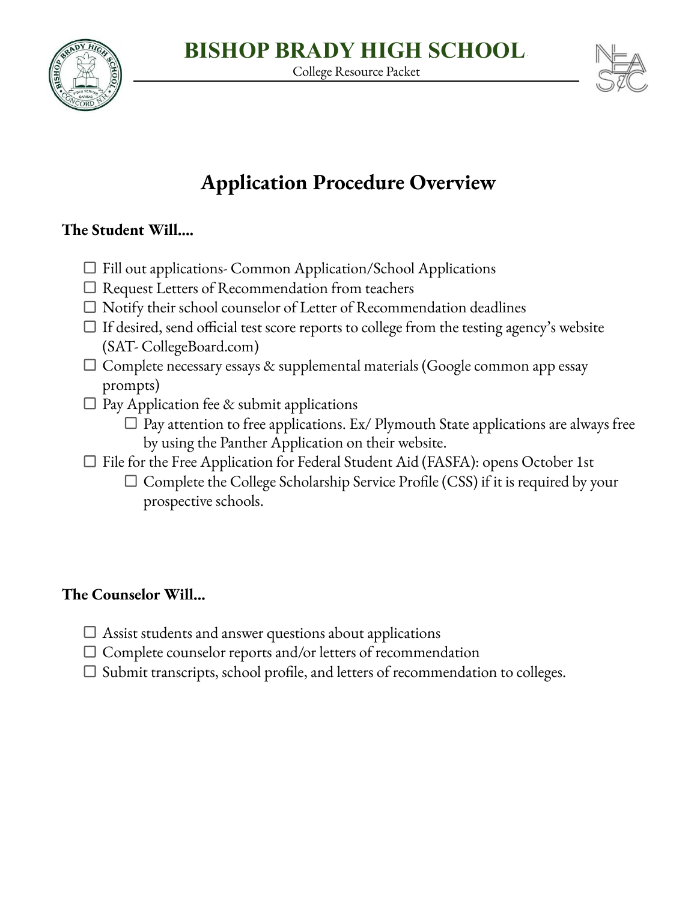# Application Procedure Overview

**The Student Will....**

- ☐ Fill out applications- Common Application/School Applications
- ☐ Request Letters of Recommendation from teachers
- ☐ Notify their school counselor of Letter of Recommendation deadlines
- ☐ If desired, send official test score reports to college from the testing agency's website (SAT- CollegeBoard.com)
- ☐ Complete necessary essays & supplemental materials (Google common app essay prompts)
- ☐ Pay Application fee & submit applications
  - ☐ Pay attention to free applications. Ex/ Plymouth State applications are always free by using the Panther Application on their website.
- ☐ File for the Free Application for Federal Student Aid (FASFA): opens October 1st
  - ☐ Complete the College Scholarship Service Profile (CSS) if it is required by your prospective schools.

**The Counselor Will...**

- ☐ Assist students and answer questions about applications
- ☐ Complete counselor reports and/or letters of recommendation
- ☐ Submit transcripts, school profile, and letters of recommendation to colleges.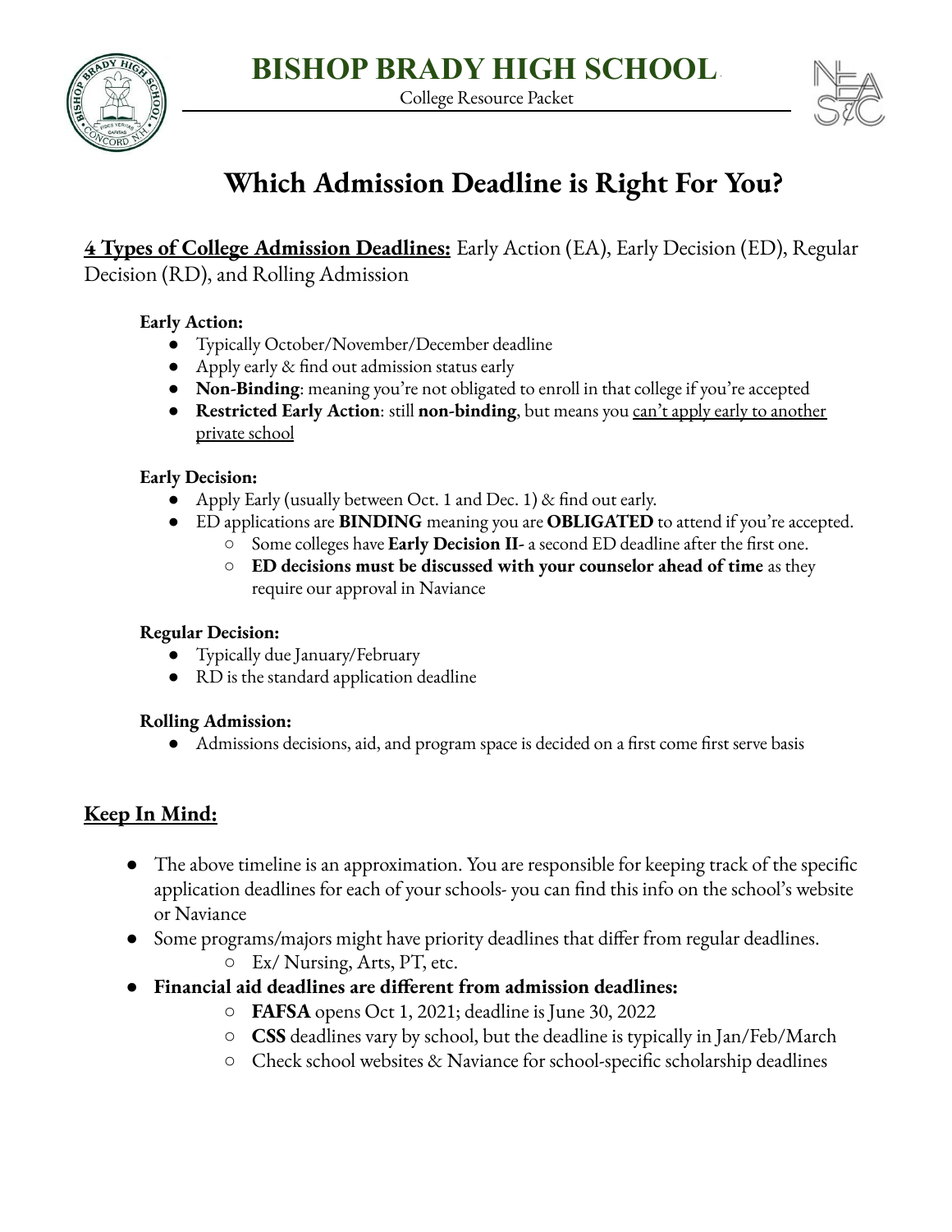# Which Admission Deadline is Right For You?

**4 Types of College Admission Deadlines:** Early Action (EA), Early Decision (ED), Regular Decision (RD), and Rolling Admission

**Early Action:**

- Typically October/November/December deadline
- Apply early & find out admission status early
- **Non-Binding**: meaning you're not obligated to enroll in that college if you're accepted
- **Restricted Early Action**: still **non-binding**, but means you <u>can't apply early to another private school</u>

**Early Decision:**

- Apply Early (usually between Oct. 1 and Dec. 1) & find out early.
- ED applications are **BINDING** meaning you are **OBLIGATED** to attend if you're accepted.
  - Some colleges have **Early Decision II**- a second ED deadline after the first one.
  - **ED decisions must be discussed with your counselor ahead of time** as they require our approval in Naviance

**Regular Decision:**

- Typically due January/February
- RD is the standard application deadline

**Rolling Admission:**

- Admissions decisions, aid, and program space is decided on a first come first serve basis

## Keep In Mind:

- The above timeline is an approximation. You are responsible for keeping track of the specific application deadlines for each of your schools- you can find this info on the school's website or Naviance
- Some programs/majors might have priority deadlines that differ from regular deadlines.
  - Ex/ Nursing, Arts, PT, etc.
- **Financial aid deadlines are different from admission deadlines:**
  - **FAFSA** opens Oct 1, 2021; deadline is June 30, 2022
  - **CSS** deadlines vary by school, but the deadline is typically in Jan/Feb/March
  - Check school websites & Naviance for school-specific scholarship deadlines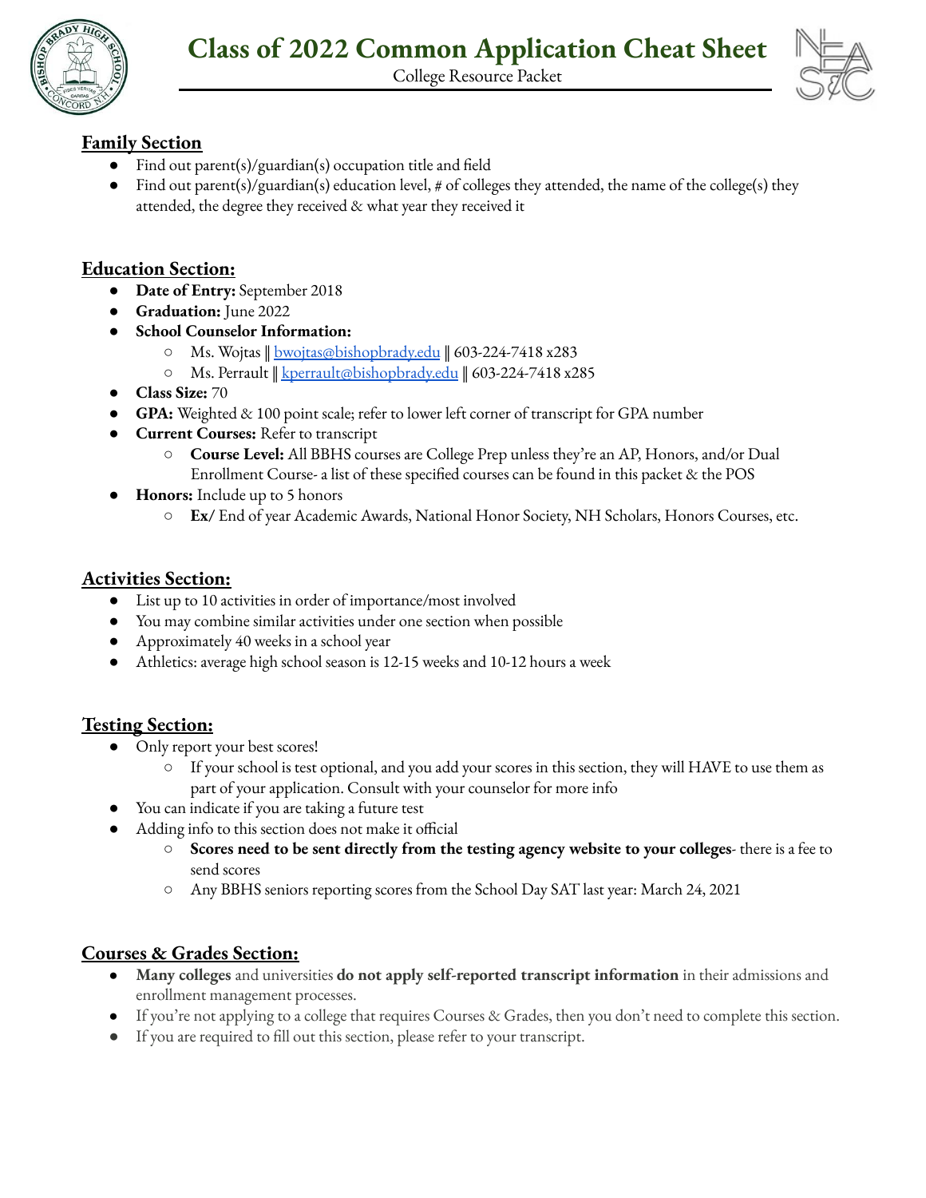# Class of 2022 Common Application Cheat Sheet

College Resource Packet

## Family Section

- Find out parent(s)/guardian(s) occupation title and field
- Find out parent(s)/guardian(s) education level, # of colleges they attended, the name of the college(s) they attended, the degree they received & what year they received it

## Education Section:

- **Date of Entry:** September 2018
- **Graduation:** June 2022
- **School Counselor Information:**
  - Ms. Wojtas || [bwojtas@bishopbrady.edu](mailto:bwojtas@bishopbrady.edu) || 603-224-7418 x283
  - Ms. Perrault || [kperrault@bishopbrady.edu](mailto:kperrault@bishopbrady.edu) || 603-224-7418 x285
- **Class Size:** 70
- **GPA:** Weighted & 100 point scale; refer to lower left corner of transcript for GPA number
- **Current Courses:** Refer to transcript
  - **Course Level:** All BBHS courses are College Prep unless they're an AP, Honors, and/or Dual Enrollment Course- a list of these specified courses can be found in this packet & the POS
- **Honors:** Include up to 5 honors
  - **Ex/** End of year Academic Awards, National Honor Society, NH Scholars, Honors Courses, etc.

## Activities Section:

- List up to 10 activities in order of importance/most involved
- You may combine similar activities under one section when possible
- Approximately 40 weeks in a school year
- Athletics: average high school season is 12-15 weeks and 10-12 hours a week

## Testing Section:

- Only report your best scores!
  - If your school is test optional, and you add your scores in this section, they will HAVE to use them as part of your application. Consult with your counselor for more info
- You can indicate if you are taking a future test
- Adding info to this section does not make it official
  - **Scores need to be sent directly from the testing agency website to your colleges**- there is a fee to send scores
  - Any BBHS seniors reporting scores from the School Day SAT last year: March 24, 2021

## Courses & Grades Section:

- **Many colleges** and universities **do not apply self-reported transcript information** in their admissions and enrollment management processes.
- If you're not applying to a college that requires Courses & Grades, then you don't need to complete this section.
- If you are required to fill out this section, please refer to your transcript.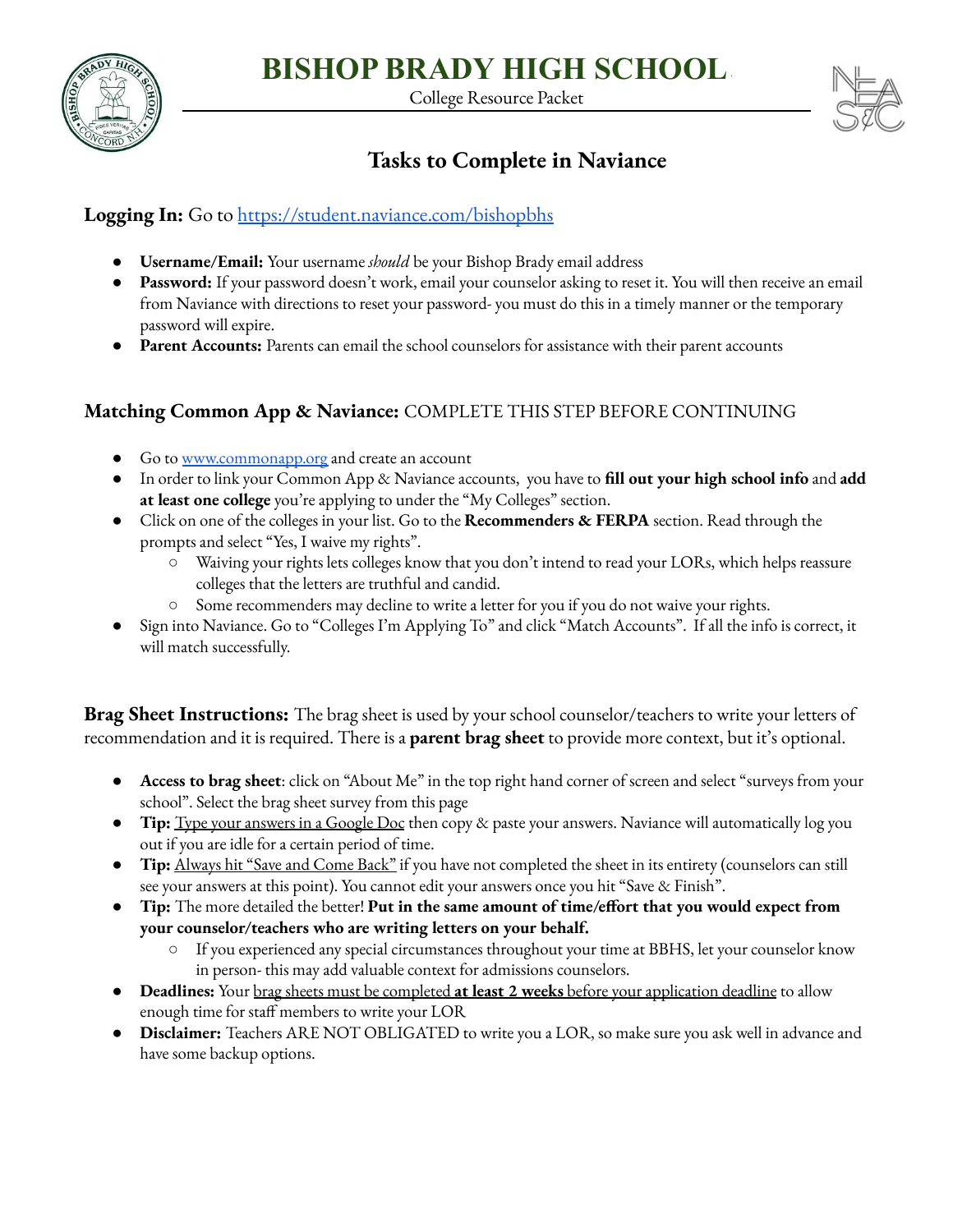# BISHOP BRADY HIGH SCHOOL

College Resource Packet

## Tasks to Complete in Naviance

**Logging In:** Go to [https://student.naviance.com/bishopbhs](https://student.naviance.com/bishopbhs)

- **Username/Email:** Your username *should* be your Bishop Brady email address
- **Password:** If your password doesn't work, email your counselor asking to reset it. You will then receive an email from Naviance with directions to reset your password- you must do this in a timely manner or the temporary password will expire.
- **Parent Accounts:** Parents can email the school counselors for assistance with their parent accounts

**Matching Common App & Naviance:** COMPLETE THIS STEP BEFORE CONTINUING

- Go to [www.commonapp.org](http://www.commonapp.org) and create an account
- In order to link your Common App & Naviance accounts, you have to **fill out your high school info** and **add at least one college** you're applying to under the "My Colleges" section.
- Click on one of the colleges in your list. Go to the **Recommenders & FERPA** section. Read through the prompts and select "Yes, I waive my rights".
  - Waiving your rights lets colleges know that you don't intend to read your LORs, which helps reassure colleges that the letters are truthful and candid.
  - Some recommenders may decline to write a letter for you if you do not waive your rights.
- Sign into Naviance. Go to "Colleges I'm Applying To" and click "Match Accounts". If all the info is correct, it will match successfully.

**Brag Sheet Instructions:** The brag sheet is used by your school counselor/teachers to write your letters of recommendation and it is required. There is a **parent brag sheet** to provide more context, but it's optional.

- **Access to brag sheet**: click on "About Me" in the top right hand corner of screen and select "surveys from your school". Select the brag sheet survey from this page
- **Tip:** Type your answers in a Google Doc then copy & paste your answers. Naviance will automatically log you out if you are idle for a certain period of time.
- **Tip:** Always hit "Save and Come Back" if you have not completed the sheet in its entirety (counselors can still see your answers at this point). You cannot edit your answers once you hit "Save & Finish".
- **Tip:** The more detailed the better! **Put in the same amount of time/effort that you would expect from your counselor/teachers who are writing letters on your behalf.**
  - If you experienced any special circumstances throughout your time at BBHS, let your counselor know in person- this may add valuable context for admissions counselors.
- **Deadlines:** Your brag sheets must be completed **at least 2 weeks** before your application deadline to allow enough time for staff members to write your LOR
- **Disclaimer:** Teachers ARE NOT OBLIGATED to write you a LOR, so make sure you ask well in advance and have some backup options.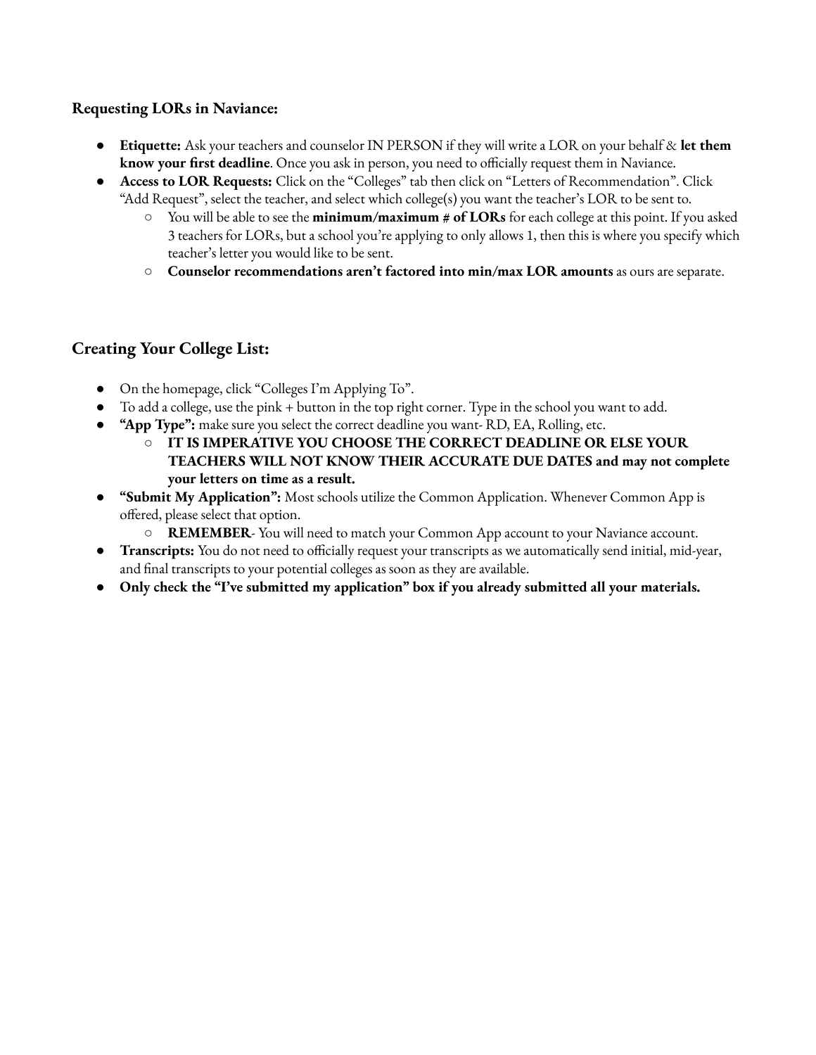### Requesting LORs in Naviance:

- **Etiquette:** Ask your teachers and counselor IN PERSON if they will write a LOR on your behalf & **let them know your first deadline**. Once you ask in person, you need to officially request them in Naviance.
- **Access to LOR Requests:** Click on the "Colleges" tab then click on "Letters of Recommendation". Click "Add Request", select the teacher, and select which college(s) you want the teacher's LOR to be sent to.
  - You will be able to see the **minimum/maximum # of LORs** for each college at this point. If you asked 3 teachers for LORs, but a school you're applying to only allows 1, then this is where you specify which teacher's letter you would like to be sent.
  - **Counselor recommendations aren't factored into min/max LOR amounts** as ours are separate.

## Creating Your College List:

- On the homepage, click "Colleges I'm Applying To".
- To add a college, use the pink + button in the top right corner. Type in the school you want to add.
- **"App Type":** make sure you select the correct deadline you want- RD, EA, Rolling, etc.
  - **IT IS IMPERATIVE YOU CHOOSE THE CORRECT DEADLINE OR ELSE YOUR TEACHERS WILL NOT KNOW THEIR ACCURATE DUE DATES and may not complete your letters on time as a result.**
- **"Submit My Application":** Most schools utilize the Common Application. Whenever Common App is offered, please select that option.
  - **REMEMBER**- You will need to match your Common App account to your Naviance account.
- **Transcripts:** You do not need to officially request your transcripts as we automatically send initial, mid-year, and final transcripts to your potential colleges as soon as they are available.
- **Only check the "I've submitted my application" box if you already submitted all your materials.**